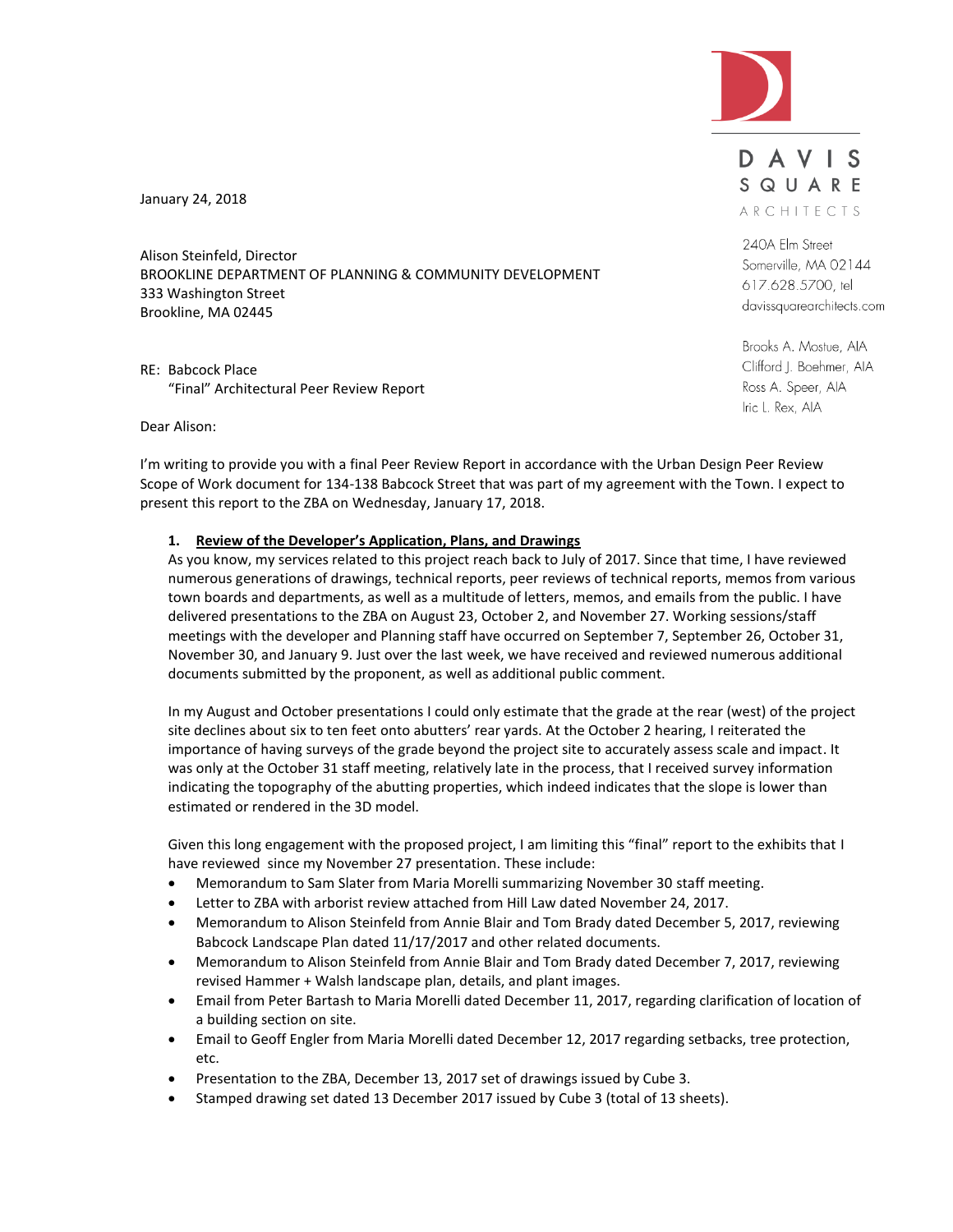DAVIS SQUARE ARCHITECTS

240A Elm Street
Somerville, MA 02144
617.628.5700, tel
davissquarearchitects.com

Brooks A. Mostue, AIA
Clifford J. Boehmer, AIA
Ross A. Speer, AIA
Iric L. Rex, AIA

January 24, 2018

Alison Steinfeld, Director
BROOKLINE DEPARTMENT OF PLANNING & COMMUNITY DEVELOPMENT
333 Washington Street
Brookline, MA 02445

RE: Babcock Place
"Final" Architectural Peer Review Report

Dear Alison:

I'm writing to provide you with a final Peer Review Report in accordance with the Urban Design Peer Review Scope of Work document for 134-138 Babcock Street that was part of my agreement with the Town. I expect to present this report to the ZBA on Wednesday, January 17, 2018.

1. **Review of the Developer's Application, Plans, and Drawings**

As you know, my services related to this project reach back to July of 2017. Since that time, I have reviewed numerous generations of drawings, technical reports, peer reviews of technical reports, memos from various town boards and departments, as well as a multitude of letters, memos, and emails from the public. I have delivered presentations to the ZBA on August 23, October 2, and November 27. Working sessions/staff meetings with the developer and Planning staff have occurred on September 7, September 26, October 31, November 30, and January 9. Just over the last week, we have received and reviewed numerous additional documents submitted by the proponent, as well as additional public comment.

In my August and October presentations I could only estimate that the grade at the rear (west) of the project site declines about six to ten feet onto abutters' rear yards. At the October 2 hearing, I reiterated the importance of having surveys of the grade beyond the project site to accurately assess scale and impact. It was only at the October 31 staff meeting, relatively late in the process, that I received survey information indicating the topography of the abutting properties, which indeed indicates that the slope is lower than estimated or rendered in the 3D model.

Given this long engagement with the proposed project, I am limiting this "final" report to the exhibits that I have reviewed since my November 27 presentation. These include:

- Memorandum to Sam Slater from Maria Morelli summarizing November 30 staff meeting.
- Letter to ZBA with arborist review attached from Hill Law dated November 24, 2017.
- Memorandum to Alison Steinfeld from Annie Blair and Tom Brady dated December 5, 2017, reviewing Babcock Landscape Plan dated 11/17/2017 and other related documents.
- Memorandum to Alison Steinfeld from Annie Blair and Tom Brady dated December 7, 2017, reviewing revised Hammer + Walsh landscape plan, details, and plant images.
- Email from Peter Bartash to Maria Morelli dated December 11, 2017, regarding clarification of location of a building section on site.
- Email to Geoff Engler from Maria Morelli dated December 12, 2017 regarding setbacks, tree protection, etc.
- Presentation to the ZBA, December 13, 2017 set of drawings issued by Cube 3.
- Stamped drawing set dated 13 December 2017 issued by Cube 3 (total of 13 sheets).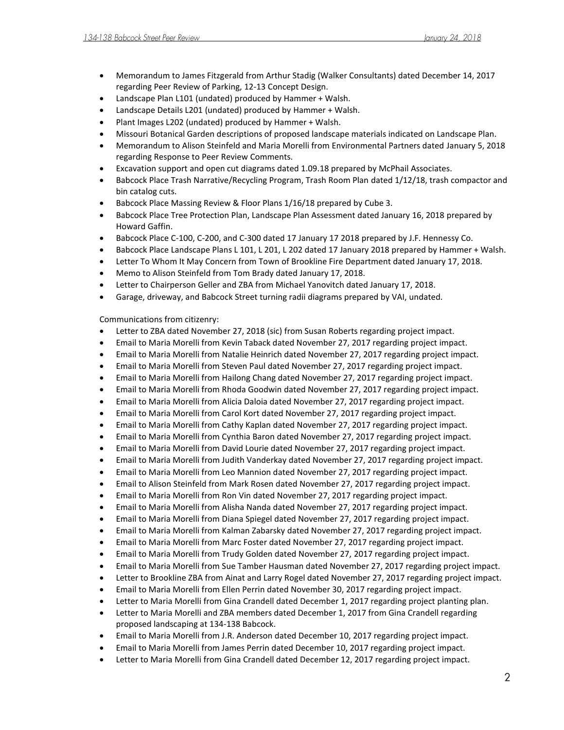- Memorandum to James Fitzgerald from Arthur Stadig (Walker Consultants) dated December 14, 2017 regarding Peer Review of Parking, 12-13 Concept Design.
- Landscape Plan L101 (undated) produced by Hammer + Walsh.
- Landscape Details L201 (undated) produced by Hammer + Walsh.
- Plant Images L202 (undated) produced by Hammer + Walsh.
- Missouri Botanical Garden descriptions of proposed landscape materials indicated on Landscape Plan.
- Memorandum to Alison Steinfeld and Maria Morelli from Environmental Partners dated January 5, 2018 regarding Response to Peer Review Comments.
- Excavation support and open cut diagrams dated 1.09.18 prepared by McPhail Associates.
- Babcock Place Trash Narrative/Recycling Program, Trash Room Plan dated 1/12/18, trash compactor and bin catalog cuts.
- Babcock Place Massing Review & Floor Plans 1/16/18 prepared by Cube 3.
- Babcock Place Tree Protection Plan, Landscape Plan Assessment dated January 16, 2018 prepared by Howard Gaffin.
- Babcock Place C-100, C-200, and C-300 dated 17 January 17 2018 prepared by J.F. Hennessy Co.
- Babcock Place Landscape Plans L 101, L 201, L 202 dated 17 January 2018 prepared by Hammer + Walsh.
- Letter To Whom It May Concern from Town of Brookline Fire Department dated January 17, 2018.
- Memo to Alison Steinfeld from Tom Brady dated January 17, 2018.
- Letter to Chairperson Geller and ZBA from Michael Yanovitch dated January 17, 2018.
- Garage, driveway, and Babcock Street turning radii diagrams prepared by VAI, undated.

Communications from citizenry:

- Letter to ZBA dated November 27, 2018 (sic) from Susan Roberts regarding project impact.
- Email to Maria Morelli from Kevin Taback dated November 27, 2017 regarding project impact.
- Email to Maria Morelli from Natalie Heinrich dated November 27, 2017 regarding project impact.
- Email to Maria Morelli from Steven Paul dated November 27, 2017 regarding project impact.
- Email to Maria Morelli from Hailong Chang dated November 27, 2017 regarding project impact.
- Email to Maria Morelli from Rhoda Goodwin dated November 27, 2017 regarding project impact.
- Email to Maria Morelli from Alicia Daloia dated November 27, 2017 regarding project impact.
- Email to Maria Morelli from Carol Kort dated November 27, 2017 regarding project impact.
- Email to Maria Morelli from Cathy Kaplan dated November 27, 2017 regarding project impact.
- Email to Maria Morelli from Cynthia Baron dated November 27, 2017 regarding project impact.
- Email to Maria Morelli from David Lourie dated November 27, 2017 regarding project impact.
- Email to Maria Morelli from Judith Vanderkay dated November 27, 2017 regarding project impact.
- Email to Maria Morelli from Leo Mannion dated November 27, 2017 regarding project impact.
- Email to Alison Steinfeld from Mark Rosen dated November 27, 2017 regarding project impact.
- Email to Maria Morelli from Ron Vin dated November 27, 2017 regarding project impact.
- Email to Maria Morelli from Alisha Nanda dated November 27, 2017 regarding project impact.
- Email to Maria Morelli from Diana Spiegel dated November 27, 2017 regarding project impact.
- Email to Maria Morelli from Kalman Zabarsky dated November 27, 2017 regarding project impact.
- Email to Maria Morelli from Marc Foster dated November 27, 2017 regarding project impact.
- Email to Maria Morelli from Trudy Golden dated November 27, 2017 regarding project impact.
- Email to Maria Morelli from Sue Tamber Hausman dated November 27, 2017 regarding project impact.
- Letter to Brookline ZBA from Ainat and Larry Rogel dated November 27, 2017 regarding project impact.
- Email to Maria Morelli from Ellen Perrin dated November 30, 2017 regarding project impact.
- Letter to Maria Morelli from Gina Crandell dated December 1, 2017 regarding project planting plan.
- Letter to Maria Morelli and ZBA members dated December 1, 2017 from Gina Crandell regarding proposed landscaping at 134-138 Babcock.
- Email to Maria Morelli from J.R. Anderson dated December 10, 2017 regarding project impact.
- Email to Maria Morelli from James Perrin dated December 10, 2017 regarding project impact.
- Letter to Maria Morelli from Gina Crandell dated December 12, 2017 regarding project impact.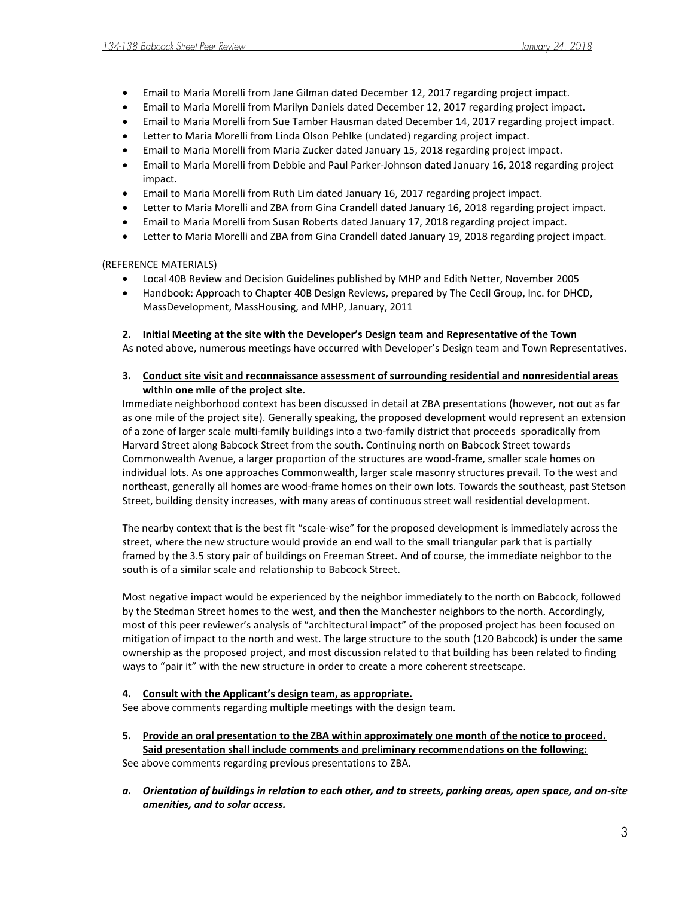- Email to Maria Morelli from Jane Gilman dated December 12, 2017 regarding project impact.
- Email to Maria Morelli from Marilyn Daniels dated December 12, 2017 regarding project impact.
- Email to Maria Morelli from Sue Tamber Hausman dated December 14, 2017 regarding project impact.
- Letter to Maria Morelli from Linda Olson Pehlke (undated) regarding project impact.
- Email to Maria Morelli from Maria Zucker dated January 15, 2018 regarding project impact.
- Email to Maria Morelli from Debbie and Paul Parker-Johnson dated January 16, 2018 regarding project impact.
- Email to Maria Morelli from Ruth Lim dated January 16, 2017 regarding project impact.
- Letter to Maria Morelli and ZBA from Gina Crandell dated January 16, 2018 regarding project impact.
- Email to Maria Morelli from Susan Roberts dated January 17, 2018 regarding project impact.
- Letter to Maria Morelli and ZBA from Gina Crandell dated January 19, 2018 regarding project impact.

(REFERENCE MATERIALS)

- Local 40B Review and Decision Guidelines published by MHP and Edith Netter, November 2005
- Handbook: Approach to Chapter 40B Design Reviews, prepared by The Cecil Group, Inc. for DHCD, MassDevelopment, MassHousing, and MHP, January, 2011

**2. Initial Meeting at the site with the Developer's Design team and Representative of the Town**

As noted above, numerous meetings have occurred with Developer's Design team and Town Representatives.

**3. Conduct site visit and reconnaissance assessment of surrounding residential and nonresidential areas within one mile of the project site.**

Immediate neighborhood context has been discussed in detail at ZBA presentations (however, not out as far as one mile of the project site). Generally speaking, the proposed development would represent an extension of a zone of larger scale multi-family buildings into a two-family district that proceeds sporadically from Harvard Street along Babcock Street from the south. Continuing north on Babcock Street towards Commonwealth Avenue, a larger proportion of the structures are wood-frame, smaller scale homes on individual lots. As one approaches Commonwealth, larger scale masonry structures prevail. To the west and northeast, generally all homes are wood-frame homes on their own lots. Towards the southeast, past Stetson Street, building density increases, with many areas of continuous street wall residential development.

The nearby context that is the best fit "scale-wise" for the proposed development is immediately across the street, where the new structure would provide an end wall to the small triangular park that is partially framed by the 3.5 story pair of buildings on Freeman Street. And of course, the immediate neighbor to the south is of a similar scale and relationship to Babcock Street.

Most negative impact would be experienced by the neighbor immediately to the north on Babcock, followed by the Stedman Street homes to the west, and then the Manchester neighbors to the north. Accordingly, most of this peer reviewer's analysis of "architectural impact" of the proposed project has been focused on mitigation of impact to the north and west. The large structure to the south (120 Babcock) is under the same ownership as the proposed project, and most discussion related to that building has been related to finding ways to "pair it" with the new structure in order to create a more coherent streetscape.

**4. Consult with the Applicant's design team, as appropriate.**

See above comments regarding multiple meetings with the design team.

**5. Provide an oral presentation to the ZBA within approximately one month of the notice to proceed. Said presentation shall include comments and preliminary recommendations on the following:**

See above comments regarding previous presentations to ZBA.

***a. Orientation of buildings in relation to each other, and to streets, parking areas, open space, and on-site amenities, and to solar access.***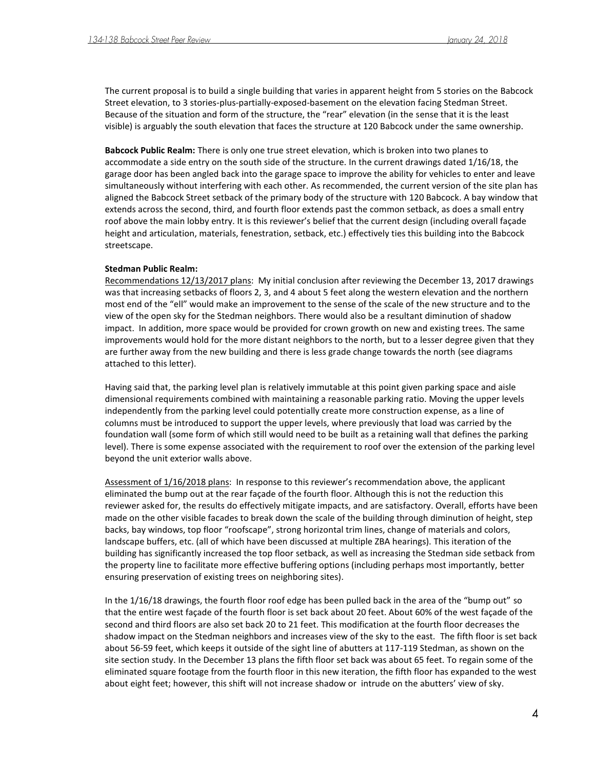The current proposal is to build a single building that varies in apparent height from 5 stories on the Babcock Street elevation, to 3 stories-plus-partially-exposed-basement on the elevation facing Stedman Street. Because of the situation and form of the structure, the "rear" elevation (in the sense that it is the least visible) is arguably the south elevation that faces the structure at 120 Babcock under the same ownership.

**Babcock Public Realm:** There is only one true street elevation, which is broken into two planes to accommodate a side entry on the south side of the structure. In the current drawings dated 1/16/18, the garage door has been angled back into the garage space to improve the ability for vehicles to enter and leave simultaneously without interfering with each other. As recommended, the current version of the site plan has aligned the Babcock Street setback of the primary body of the structure with 120 Babcock. A bay window that extends across the second, third, and fourth floor extends past the common setback, as does a small entry roof above the main lobby entry. It is this reviewer's belief that the current design (including overall façade height and articulation, materials, fenestration, setback, etc.) effectively ties this building into the Babcock streetscape.

**Stedman Public Realm:**

Recommendations 12/13/2017 plans: My initial conclusion after reviewing the December 13, 2017 drawings was that increasing setbacks of floors 2, 3, and 4 about 5 feet along the western elevation and the northern most end of the "ell" would make an improvement to the sense of the scale of the new structure and to the view of the open sky for the Stedman neighbors. There would also be a resultant diminution of shadow impact. In addition, more space would be provided for crown growth on new and existing trees. The same improvements would hold for the more distant neighbors to the north, but to a lesser degree given that they are further away from the new building and there is less grade change towards the north (see diagrams attached to this letter).

Having said that, the parking level plan is relatively immutable at this point given parking space and aisle dimensional requirements combined with maintaining a reasonable parking ratio. Moving the upper levels independently from the parking level could potentially create more construction expense, as a line of columns must be introduced to support the upper levels, where previously that load was carried by the foundation wall (some form of which still would need to be built as a retaining wall that defines the parking level). There is some expense associated with the requirement to roof over the extension of the parking level beyond the unit exterior walls above.

Assessment of 1/16/2018 plans: In response to this reviewer's recommendation above, the applicant eliminated the bump out at the rear façade of the fourth floor. Although this is not the reduction this reviewer asked for, the results do effectively mitigate impacts, and are satisfactory. Overall, efforts have been made on the other visible facades to break down the scale of the building through diminution of height, step backs, bay windows, top floor "roofscape", strong horizontal trim lines, change of materials and colors, landscape buffers, etc. (all of which have been discussed at multiple ZBA hearings). This iteration of the building has significantly increased the top floor setback, as well as increasing the Stedman side setback from the property line to facilitate more effective buffering options (including perhaps most importantly, better ensuring preservation of existing trees on neighboring sites).

In the 1/16/18 drawings, the fourth floor roof edge has been pulled back in the area of the "bump out" so that the entire west façade of the fourth floor is set back about 20 feet. About 60% of the west façade of the second and third floors are also set back 20 to 21 feet. This modification at the fourth floor decreases the shadow impact on the Stedman neighbors and increases view of the sky to the east. The fifth floor is set back about 56-59 feet, which keeps it outside of the sight line of abutters at 117-119 Stedman, as shown on the site section study. In the December 13 plans the fifth floor set back was about 65 feet. To regain some of the eliminated square footage from the fourth floor in this new iteration, the fifth floor has expanded to the west about eight feet; however, this shift will not increase shadow or intrude on the abutters' view of sky.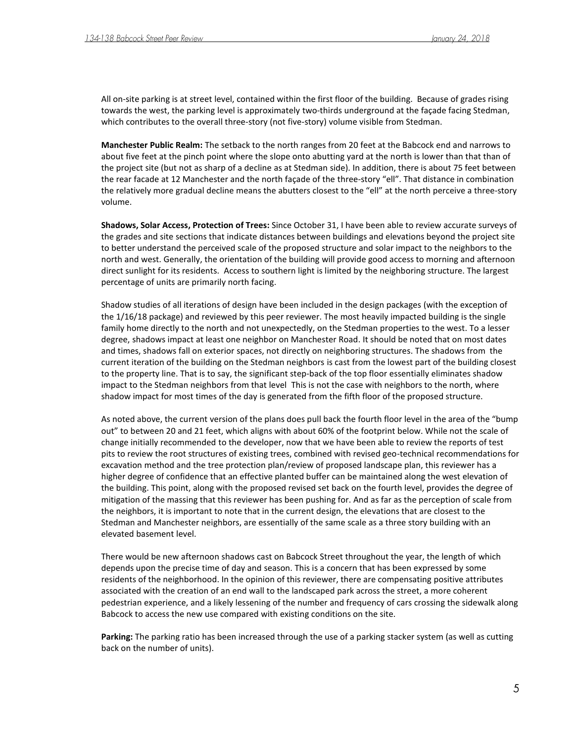All on-site parking is at street level, contained within the first floor of the building. Because of grades rising towards the west, the parking level is approximately two-thirds underground at the façade facing Stedman, which contributes to the overall three-story (not five-story) volume visible from Stedman.

**Manchester Public Realm:** The setback to the north ranges from 20 feet at the Babcock end and narrows to about five feet at the pinch point where the slope onto abutting yard at the north is lower than that of the project site (but not as sharp of a decline as at Stedman side). In addition, there is about 75 feet between the rear facade at 12 Manchester and the north façade of the three-story "ell". That distance in combination the relatively more gradual decline means the abutters closest to the "ell" at the north perceive a three-story volume.

**Shadows, Solar Access, Protection of Trees:** Since October 31, I have been able to review accurate surveys of the grades and site sections that indicate distances between buildings and elevations beyond the project site to better understand the perceived scale of the proposed structure and solar impact to the neighbors to the north and west. Generally, the orientation of the building will provide good access to morning and afternoon direct sunlight for its residents. Access to southern light is limited by the neighboring structure. The largest percentage of units are primarily north facing.

Shadow studies of all iterations of design have been included in the design packages (with the exception of the 1/16/18 package) and reviewed by this peer reviewer. The most heavily impacted building is the single family home directly to the north and not unexpectedly, on the Stedman properties to the west. To a lesser degree, shadows impact at least one neighbor on Manchester Road. It should be noted that on most dates and times, shadows fall on exterior spaces, not directly on neighboring structures. The shadows from the current iteration of the building on the Stedman neighbors is cast from the lowest part of the building closest to the property line. That is to say, the significant step-back of the top floor essentially eliminates shadow impact to the Stedman neighbors from that level This is not the case with neighbors to the north, where shadow impact for most times of the day is generated from the fifth floor of the proposed structure.

As noted above, the current version of the plans does pull back the fourth floor level in the area of the "bump out" to between 20 and 21 feet, which aligns with about 60% of the footprint below. While not the scale of change initially recommended to the developer, now that we have been able to review the reports of test pits to review the root structures of existing trees, combined with revised geo-technical recommendations for excavation method and the tree protection plan/review of proposed landscape plan, this reviewer has a higher degree of confidence that an effective planted buffer can be maintained along the west elevation of the building. This point, along with the proposed revised set back on the fourth level, provides the degree of mitigation of the massing that this reviewer has been pushing for. And as far as the perception of scale from the neighbors, it is important to note that in the current design, the elevations that are closest to the Stedman and Manchester neighbors, are essentially of the same scale as a three story building with an elevated basement level.

There would be new afternoon shadows cast on Babcock Street throughout the year, the length of which depends upon the precise time of day and season. This is a concern that has been expressed by some residents of the neighborhood. In the opinion of this reviewer, there are compensating positive attributes associated with the creation of an end wall to the landscaped park across the street, a more coherent pedestrian experience, and a likely lessening of the number and frequency of cars crossing the sidewalk along Babcock to access the new use compared with existing conditions on the site.

**Parking:** The parking ratio has been increased through the use of a parking stacker system (as well as cutting back on the number of units).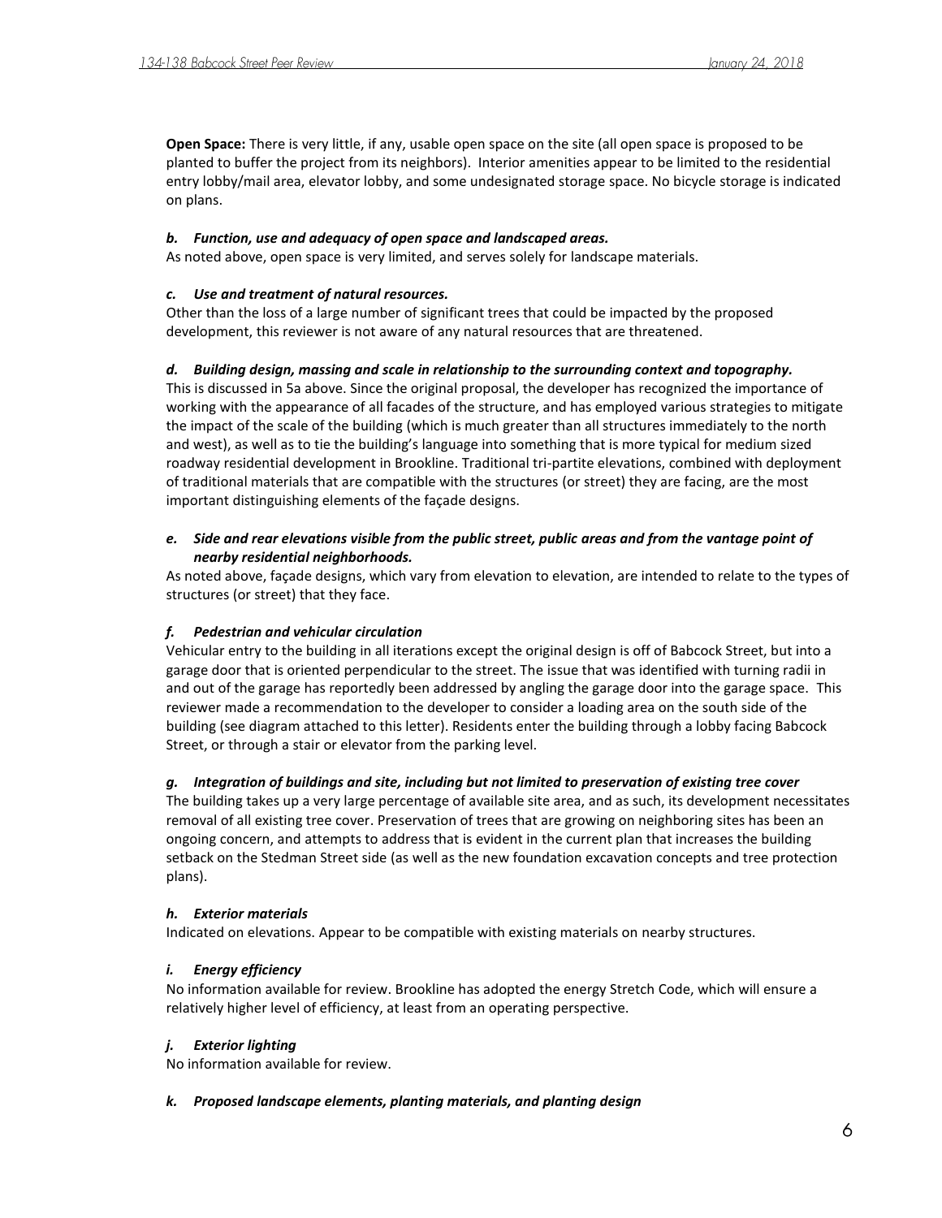**Open Space:** There is very little, if any, usable open space on the site (all open space is proposed to be planted to buffer the project from its neighbors). Interior amenities appear to be limited to the residential entry lobby/mail area, elevator lobby, and some undesignated storage space. No bicycle storage is indicated on plans.

***b. Function, use and adequacy of open space and landscaped areas.***

As noted above, open space is very limited, and serves solely for landscape materials.

***c. Use and treatment of natural resources.***

Other than the loss of a large number of significant trees that could be impacted by the proposed development, this reviewer is not aware of any natural resources that are threatened.

***d. Building design, massing and scale in relationship to the surrounding context and topography.***

This is discussed in 5a above. Since the original proposal, the developer has recognized the importance of working with the appearance of all facades of the structure, and has employed various strategies to mitigate the impact of the scale of the building (which is much greater than all structures immediately to the north and west), as well as to tie the building's language into something that is more typical for medium sized roadway residential development in Brookline. Traditional tri-partite elevations, combined with deployment of traditional materials that are compatible with the structures (or street) they are facing, are the most important distinguishing elements of the façade designs.

***e. Side and rear elevations visible from the public street, public areas and from the vantage point of nearby residential neighborhoods.***

As noted above, façade designs, which vary from elevation to elevation, are intended to relate to the types of structures (or street) that they face.

***f. Pedestrian and vehicular circulation***

Vehicular entry to the building in all iterations except the original design is off of Babcock Street, but into a garage door that is oriented perpendicular to the street. The issue that was identified with turning radii in and out of the garage has reportedly been addressed by angling the garage door into the garage space. This reviewer made a recommendation to the developer to consider a loading area on the south side of the building (see diagram attached to this letter). Residents enter the building through a lobby facing Babcock Street, or through a stair or elevator from the parking level.

***g. Integration of buildings and site, including but not limited to preservation of existing tree cover***

The building takes up a very large percentage of available site area, and as such, its development necessitates removal of all existing tree cover. Preservation of trees that are growing on neighboring sites has been an ongoing concern, and attempts to address that is evident in the current plan that increases the building setback on the Stedman Street side (as well as the new foundation excavation concepts and tree protection plans).

***h. Exterior materials***

Indicated on elevations. Appear to be compatible with existing materials on nearby structures.

***i. Energy efficiency***

No information available for review. Brookline has adopted the energy Stretch Code, which will ensure a relatively higher level of efficiency, at least from an operating perspective.

***j. Exterior lighting***

No information available for review.

***k. Proposed landscape elements, planting materials, and planting design***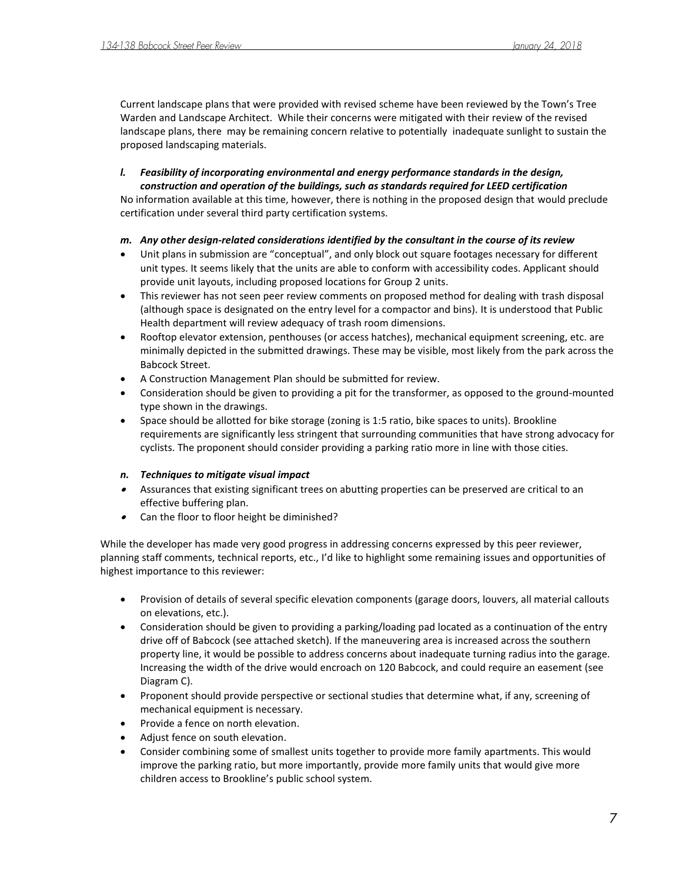Current landscape plans that were provided with revised scheme have been reviewed by the Town's Tree Warden and Landscape Architect. While their concerns were mitigated with their review of the revised landscape plans, there may be remaining concern relative to potentially inadequate sunlight to sustain the proposed landscaping materials.

***l. Feasibility of incorporating environmental and energy performance standards in the design, construction and operation of the buildings, such as standards required for LEED certification***

No information available at this time, however, there is nothing in the proposed design that would preclude certification under several third party certification systems.

***m. Any other design-related considerations identified by the consultant in the course of its review***

- Unit plans in submission are "conceptual", and only block out square footages necessary for different unit types. It seems likely that the units are able to conform with accessibility codes. Applicant should provide unit layouts, including proposed locations for Group 2 units.
- This reviewer has not seen peer review comments on proposed method for dealing with trash disposal (although space is designated on the entry level for a compactor and bins). It is understood that Public Health department will review adequacy of trash room dimensions.
- Rooftop elevator extension, penthouses (or access hatches), mechanical equipment screening, etc. are minimally depicted in the submitted drawings. These may be visible, most likely from the park across the Babcock Street.
- A Construction Management Plan should be submitted for review.
- Consideration should be given to providing a pit for the transformer, as opposed to the ground-mounted type shown in the drawings.
- Space should be allotted for bike storage (zoning is 1:5 ratio, bike spaces to units). Brookline requirements are significantly less stringent that surrounding communities that have strong advocacy for cyclists. The proponent should consider providing a parking ratio more in line with those cities.

***n. Techniques to mitigate visual impact***

- Assurances that existing significant trees on abutting properties can be preserved are critical to an effective buffering plan.
- Can the floor to floor height be diminished?

While the developer has made very good progress in addressing concerns expressed by this peer reviewer, planning staff comments, technical reports, etc., I'd like to highlight some remaining issues and opportunities of highest importance to this reviewer:

- Provision of details of several specific elevation components (garage doors, louvers, all material callouts on elevations, etc.).
- Consideration should be given to providing a parking/loading pad located as a continuation of the entry drive off of Babcock (see attached sketch). If the maneuvering area is increased across the southern property line, it would be possible to address concerns about inadequate turning radius into the garage. Increasing the width of the drive would encroach on 120 Babcock, and could require an easement (see Diagram C).
- Proponent should provide perspective or sectional studies that determine what, if any, screening of mechanical equipment is necessary.
- Provide a fence on north elevation.
- Adjust fence on south elevation.
- Consider combining some of smallest units together to provide more family apartments. This would improve the parking ratio, but more importantly, provide more family units that would give more children access to Brookline's public school system.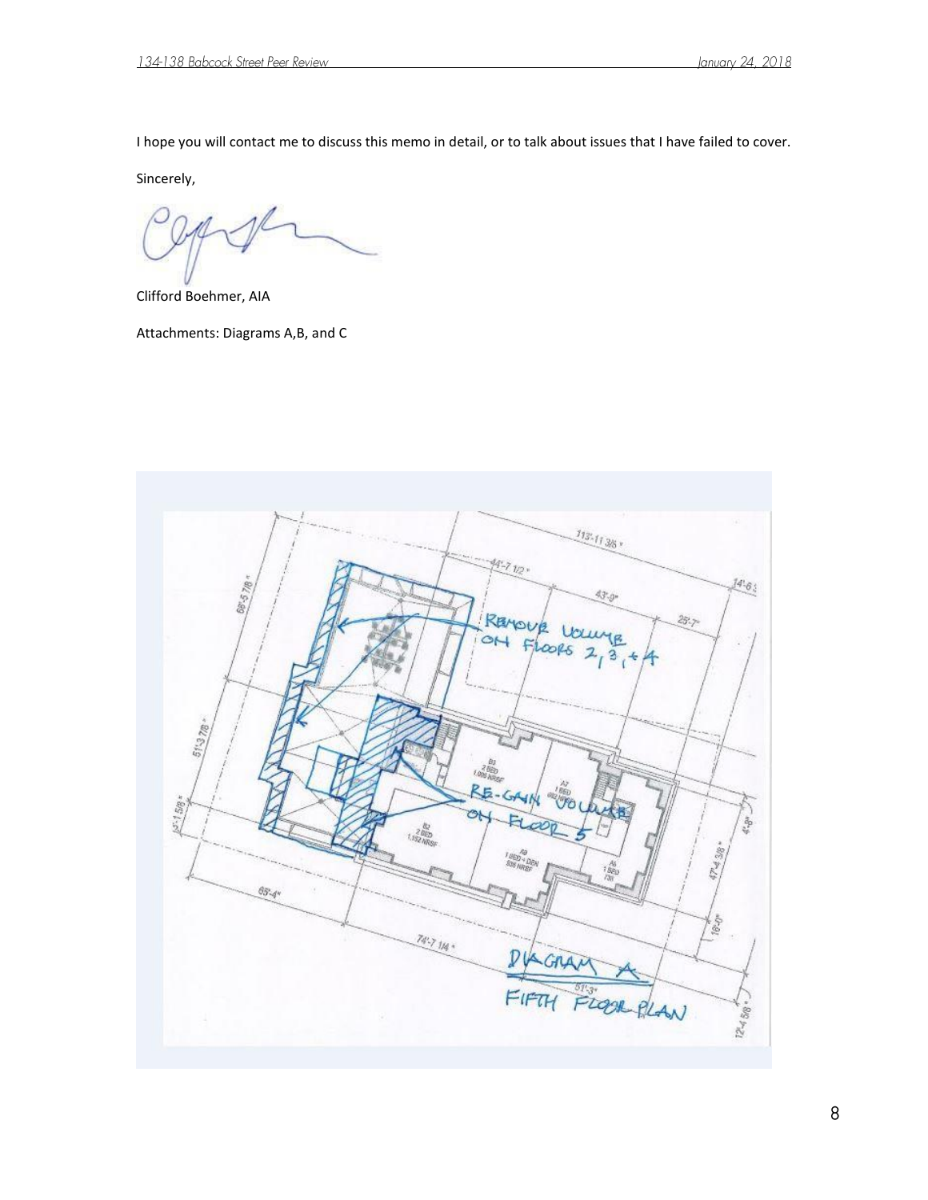I hope you will contact me to discuss this memo in detail, or to talk about issues that I have failed to cover.

Sincerely,

Clifford Boehmer, AIA

Attachments: Diagrams A,B, and C

113'-11 3/8"

44'-7 1/2"

43'-9"

25'-7"

14'-6

66'-5 7/8"

51'-3 7/8"

3'-1 5/8"

REMOVE VOLUME ON FLOORS 2, 3, + 4

RE-GAIN VOLUME ON FLOOR 5

B3 2 BED 1,095 NRSF

A7 1 BED

B2 2 BED 1,152 NRSF

A8 1 BED + DEN 835 NRSF

A6 1 BED

4'-8"

47'-4 3/8"

18'-0"

65'-4"

74'-7 1/4"

51'-3"

12'-4 5/8"

DIAGRAM A

FIFTH FLOOR PLAN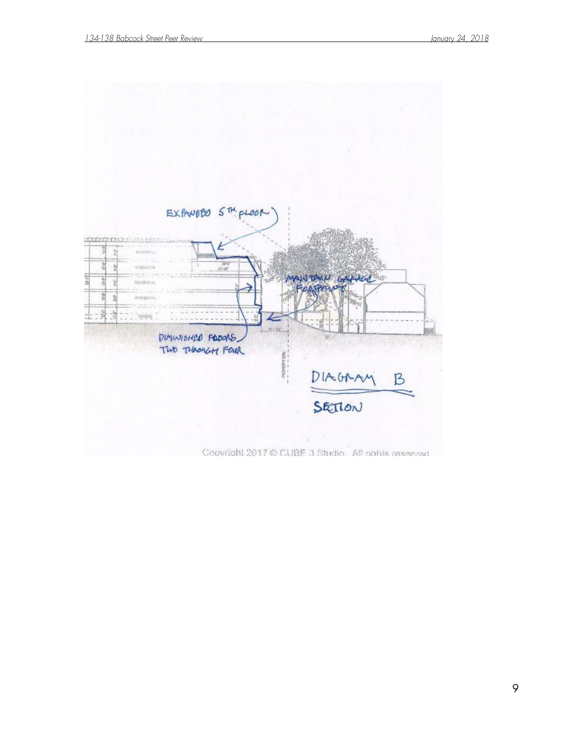EXPANDED 5TH FLOOR

MAINTAIN GARAGE FOOTPRINT

DIMINISHED FLOORS TWO THROUGH FOUR

DIAGRAM B

SECTION

Copyright 2017 © CUBE 3 Studio. All rights reserved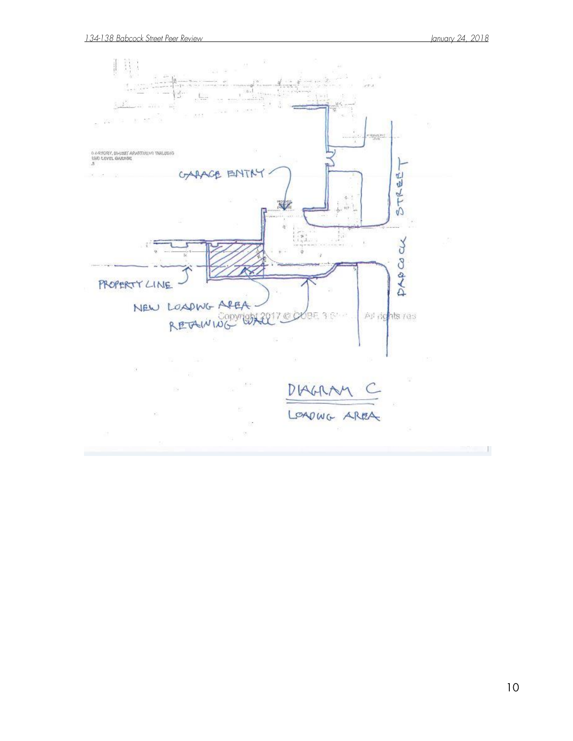6-STORY, 80-UNIT APARTMENT BUILDING
UND LEVEL GARAGE

GARAGE ENTRY

BABCOCK STREET

PROPERTY LINE

NEW LOADING AREA

RETAINING WALL

Copyright 2017 © CUBE 3 S... All rights res

DIAGRAM C

LOADING AREA